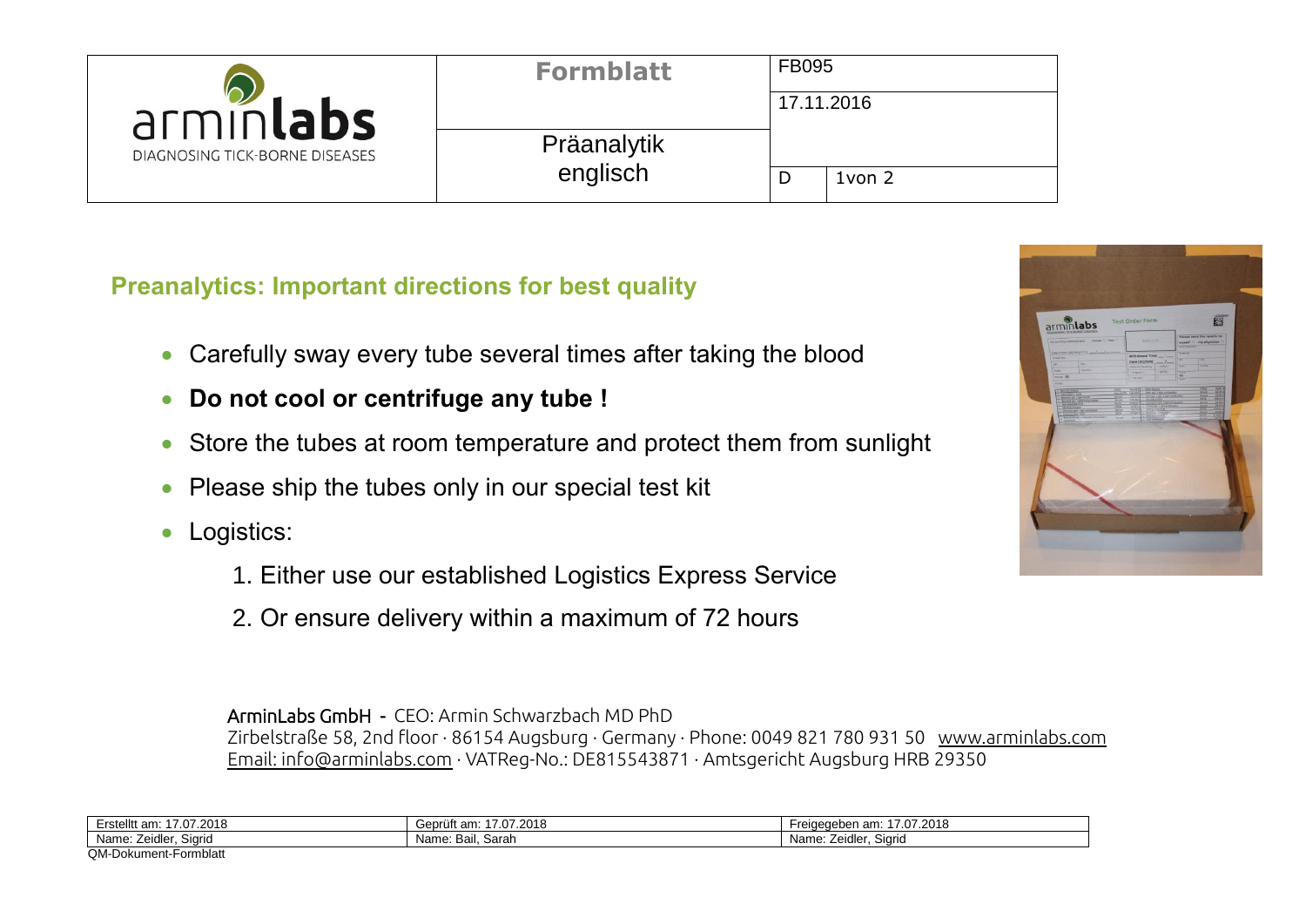| arminlabs DIAGNOSING TICK-BORNE DISEASES | **Formblatt** | FB095 | |
|---|---|---|---|
| | | 17.11.2016 | |
| | Präanalytik englisch | D | 1von 2 |

## Preanalytics: Important directions for best quality

- Carefully sway every tube several times after taking the blood
- **Do not cool or centrifuge any tube !**
- Store the tubes at room temperature and protect them from sunlight
- Please ship the tubes only in our special test kit
- Logistics:
    1. Either use our established Logistics Express Service
    2. Or ensure delivery within a maximum of 72 hours

ArminLabs GmbH - CEO: Armin Schwarzbach MD PhD
Zirbelstraße 58, 2nd floor · 86154 Augsburg · Germany · Phone: 0049 821 780 931 50 www.arminlabs.com
Email: info@arminlabs.com · VATReg-No.: DE815543871 · Amtsgericht Augsburg HRB 29350

| Erstelltt am: 17.07.2018 | Geprüft am: 17.07.2018 | Freigegeben am: 17.07.2018 |
|---|---|---|
| Name: Zeidler, Sigrid | Name: Bail, Sarah | Name: Zeidler, Sigrid |

QM-Dokument-Formblatt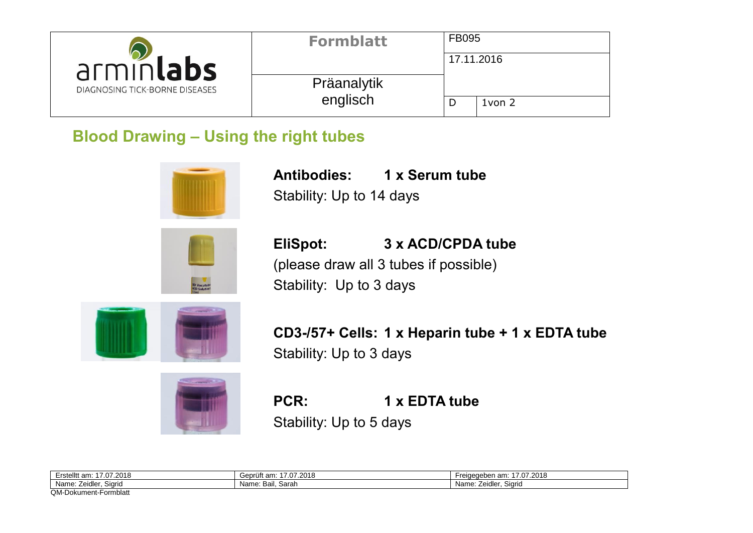| | | |
|---|---|---|
| arminlabs DIAGNOSING TICK-BORNE DISEASES | Formblatt | FB095 |
| | | 17.11.2016 |
| | Präanalytik englisch | D / 1von 2 |

## Blood Drawing – Using the right tubes

**Antibodies:** **1 x Serum tube**
Stability: Up to 14 days

**EliSpot:** **3 x ACD/CPDA tube**
(please draw all 3 tubes if possible)
Stability: Up to 3 days

**CD3-/57+ Cells:** **1 x Heparin tube + 1 x EDTA tube**
Stability: Up to 3 days

**PCR:** **1 x EDTA tube**
Stability: Up to 5 days

| | | |
|---|---|---|
| Erstelllt am: 17.07.2018 | Geprüft am: 17.07.2018 | Freigegeben am: 17.07.2018 |
| Name: Zeidler, Sigrid | Name: Bail, Sarah | Name: Zeidler, Sigrid |

QM-Dokument-Formblatt